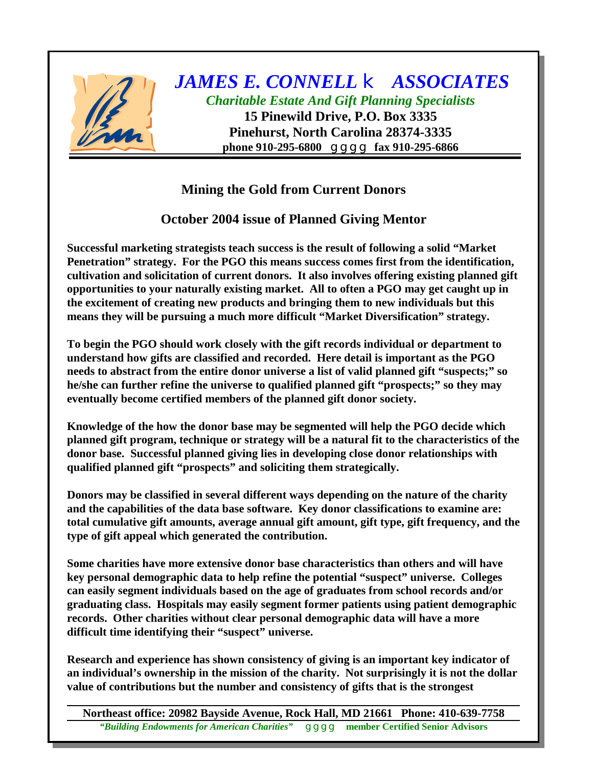# *JAMES E. CONNELL & ASSOCIATES*

***Charitable Estate And Gift Planning Specialists***

**15 Pinewild Drive, P.O. Box 3335**

**Pinehurst, North Carolina 28374-3335**

**phone 910-295-6800 fax 910-295-6866**

## Mining the Gold from Current Donors

### October 2004 issue of Planned Giving Mentor

**Successful marketing strategists teach success is the result of following a solid "Market Penetration" strategy. For the PGO this means success comes first from the identification, cultivation and solicitation of current donors. It also involves offering existing planned gift opportunities to your naturally existing market. All to often a PGO may get caught up in the excitement of creating new products and bringing them to new individuals but this means they will be pursuing a much more difficult "Market Diversification" strategy.**

**To begin the PGO should work closely with the gift records individual or department to understand how gifts are classified and recorded. Here detail is important as the PGO needs to abstract from the entire donor universe a list of valid planned gift "suspects;" so he/she can further refine the universe to qualified planned gift "prospects;" so they may eventually become certified members of the planned gift donor society.**

**Knowledge of the how the donor base may be segmented will help the PGO decide which planned gift program, technique or strategy will be a natural fit to the characteristics of the donor base. Successful planned giving lies in developing close donor relationships with qualified planned gift "prospects" and soliciting them strategically.**

**Donors may be classified in several different ways depending on the nature of the charity and the capabilities of the data base software. Key donor classifications to examine are: total cumulative gift amounts, average annual gift amount, gift type, gift frequency, and the type of gift appeal which generated the contribution.**

**Some charities have more extensive donor base characteristics than others and will have key personal demographic data to help refine the potential "suspect" universe. Colleges can easily segment individuals based on the age of graduates from school records and/or graduating class. Hospitals may easily segment former patients using patient demographic records. Other charities without clear personal demographic data will have a more difficult time identifying their "suspect" universe.**

**Research and experience has shown consistency of giving is an important key indicator of an individual's ownership in the mission of the charity. Not surprisingly it is not the dollar value of contributions but the number and consistency of gifts that is the strongest**

**Northeast office: 20982 Bayside Avenue, Rock Hall, MD 21661 Phone: 410-639-7758**

***"Building Endowments for American Charities"*** **member Certified Senior Advisors**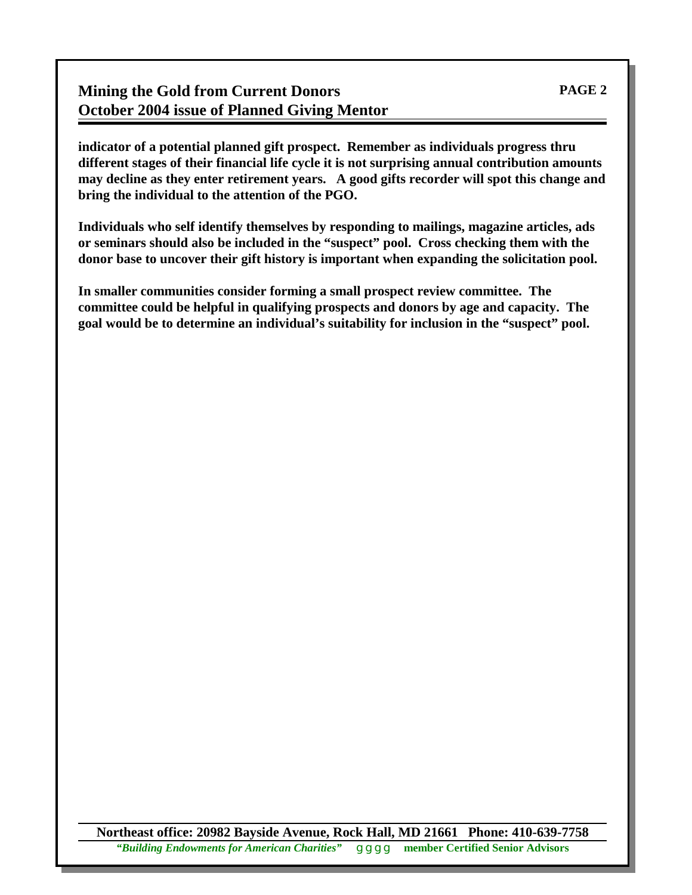indicator of a potential planned gift prospect. Remember as individuals progress thru different stages of their financial life cycle it is not surprising annual contribution amounts may decline as they enter retirement years. A good gifts recorder will spot this change and bring the individual to the attention of the PGO.

Individuals who self identify themselves by responding to mailings, magazine articles, ads or seminars should also be included in the "suspect" pool. Cross checking them with the donor base to uncover their gift history is important when expanding the solicitation pool.

In smaller communities consider forming a small prospect review committee. The committee could be helpful in qualifying prospects and donors by age and capacity. The goal would be to determine an individual's suitability for inclusion in the "suspect" pool.